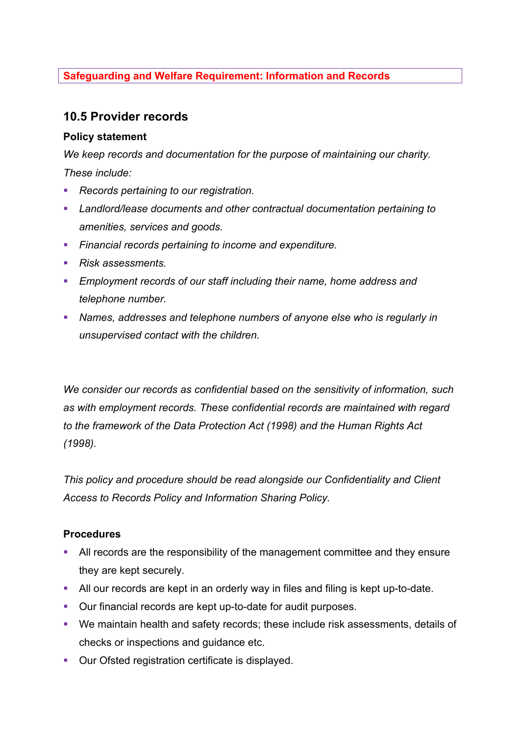**Safeguarding and Welfare Requirement: Information and Records**

## 10.5 Provider records

### Policy statement

*We keep records and documentation for the purpose of maintaining our charity. These include:*

- *Records pertaining to our registration.*
- *Landlord/lease documents and other contractual documentation pertaining to amenities, services and goods.*
- *Financial records pertaining to income and expenditure.*
- *Risk assessments.*
- *Employment records of our staff including their name, home address and telephone number.*
- *Names, addresses and telephone numbers of anyone else who is regularly in unsupervised contact with the children.*

*We consider our records as confidential based on the sensitivity of information, such as with employment records. These confidential records are maintained with regard to the framework of the Data Protection Act (1998) and the Human Rights Act (1998).*

*This policy and procedure should be read alongside our Confidentiality and Client Access to Records Policy and Information Sharing Policy.*

### Procedures

- All records are the responsibility of the management committee and they ensure they are kept securely.
- All our records are kept in an orderly way in files and filing is kept up-to-date.
- Our financial records are kept up-to-date for audit purposes.
- We maintain health and safety records; these include risk assessments, details of checks or inspections and guidance etc.
- Our Ofsted registration certificate is displayed.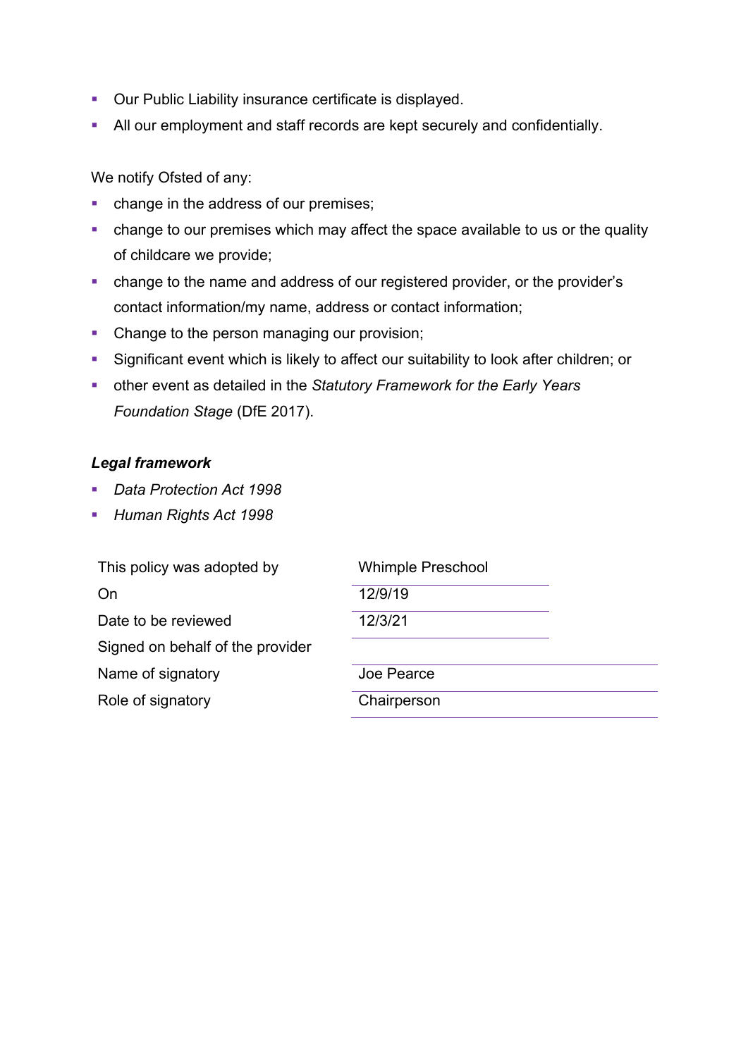- Our Public Liability insurance certificate is displayed.
- All our employment and staff records are kept securely and confidentially.

We notify Ofsted of any:

- change in the address of our premises;
- change to our premises which may affect the space available to us or the quality of childcare we provide;
- change to the name and address of our registered provider, or the provider's contact information/my name, address or contact information;
- Change to the person managing our provision;
- Significant event which is likely to affect our suitability to look after children; or
- other event as detailed in the *Statutory Framework for the Early Years Foundation Stage* (DfE 2017).

***Legal framework***

- *Data Protection Act 1998*
- *Human Rights Act 1998*

| | |
|---|---|
| This policy was adopted by | Whimple Preschool |
| On | 12/9/19 |
| Date to be reviewed | 12/3/21 |
| Signed on behalf of the provider | |
| Name of signatory | Joe Pearce |
| Role of signatory | Chairperson |